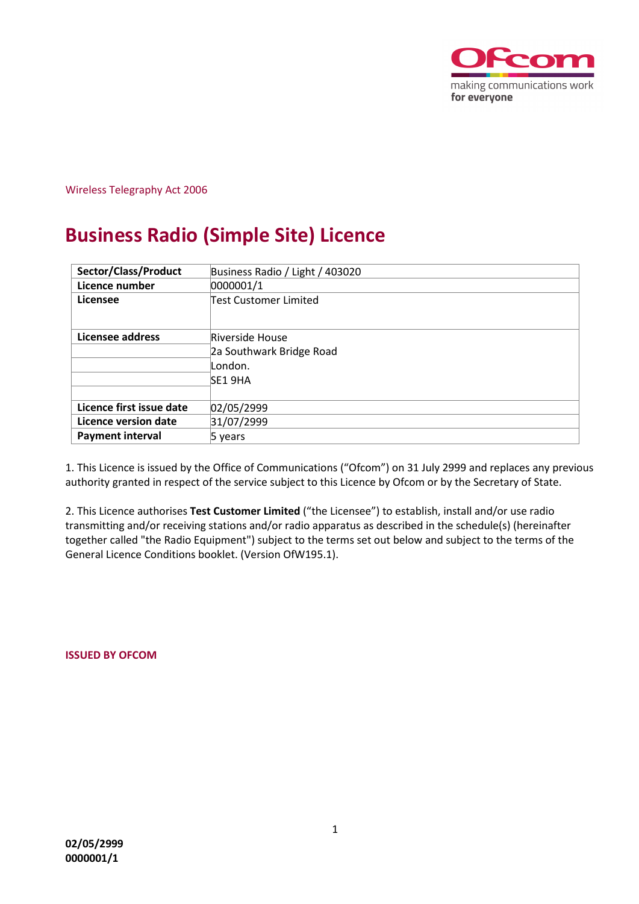Wireless Telegraphy Act 2006

# Business Radio (Simple Site) Licence

| Sector/Class/Product | Business Radio / Light / 403020 |
|---|---|
| Licence number | 0000001/1 |
| Licensee | Test Customer Limited |
| Licensee address | Riverside House |
| | 2a Southwark Bridge Road |
| | London. |
| | SE1 9HA |
| | |
| Licence first issue date | 02/05/2999 |
| Licence version date | 31/07/2999 |
| Payment interval | 5 years |

1. This Licence is issued by the Office of Communications ("Ofcom") on 31 July 2999 and replaces any previous authority granted in respect of the service subject to this Licence by Ofcom or by the Secretary of State.

2. This Licence authorises **Test Customer Limited** ("the Licensee") to establish, install and/or use radio transmitting and/or receiving stations and/or radio apparatus as described in the schedule(s) (hereinafter together called "the Radio Equipment") subject to the terms set out below and subject to the terms of the General Licence Conditions booklet. (Version OfW195.1).

**ISSUED BY OFCOM**

**02/05/2999**
**0000001/1**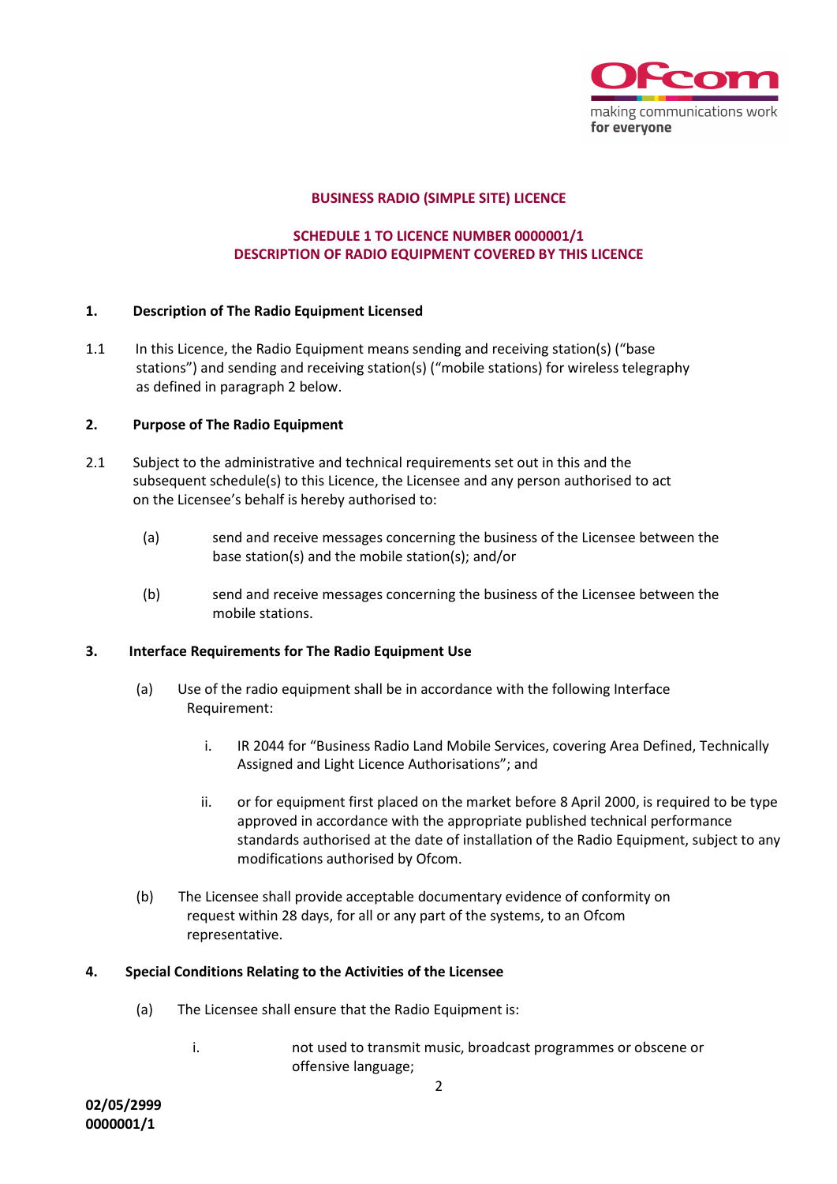**BUSINESS RADIO (SIMPLE SITE) LICENCE**

**SCHEDULE 1 TO LICENCE NUMBER 0000001/1**
**DESCRIPTION OF RADIO EQUIPMENT COVERED BY THIS LICENCE**

## 1. Description of The Radio Equipment Licensed

1.1 In this Licence, the Radio Equipment means sending and receiving station(s) ("base stations") and sending and receiving station(s) ("mobile stations) for wireless telegraphy as defined in paragraph 2 below.

## 2. Purpose of The Radio Equipment

2.1 Subject to the administrative and technical requirements set out in this and the subsequent schedule(s) to this Licence, the Licensee and any person authorised to act on the Licensee's behalf is hereby authorised to:

(a) send and receive messages concerning the business of the Licensee between the base station(s) and the mobile station(s); and/or

(b) send and receive messages concerning the business of the Licensee between the mobile stations.

## 3. Interface Requirements for The Radio Equipment Use

(a) Use of the radio equipment shall be in accordance with the following Interface Requirement:

i. IR 2044 for "Business Radio Land Mobile Services, covering Area Defined, Technically Assigned and Light Licence Authorisations"; and

ii. or for equipment first placed on the market before 8 April 2000, is required to be type approved in accordance with the appropriate published technical performance standards authorised at the date of installation of the Radio Equipment, subject to any modifications authorised by Ofcom.

(b) The Licensee shall provide acceptable documentary evidence of conformity on request within 28 days, for all or any part of the systems, to an Ofcom representative.

## 4. Special Conditions Relating to the Activities of the Licensee

(a) The Licensee shall ensure that the Radio Equipment is:

i. not used to transmit music, broadcast programmes or obscene or offensive language;

**02/05/2999**
**0000001/1**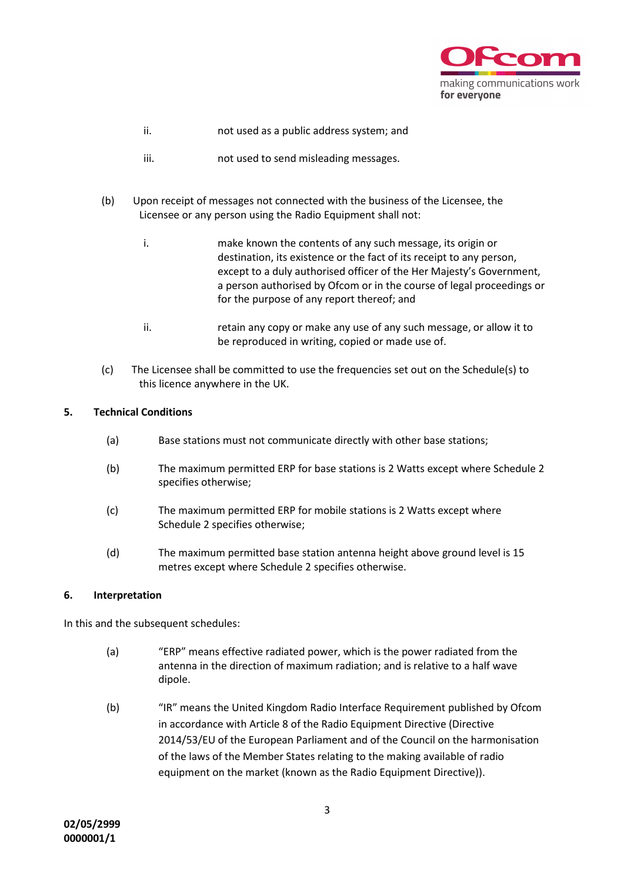ii. not used as a public address system; and

iii. not used to send misleading messages.

(b) Upon receipt of messages not connected with the business of the Licensee, the Licensee or any person using the Radio Equipment shall not:

i. make known the contents of any such message, its origin or destination, its existence or the fact of its receipt to any person, except to a duly authorised officer of the Her Majesty's Government, a person authorised by Ofcom or in the course of legal proceedings or for the purpose of any report thereof; and

ii. retain any copy or make any use of any such message, or allow it to be reproduced in writing, copied or made use of.

(c) The Licensee shall be committed to use the frequencies set out on the Schedule(s) to this licence anywhere in the UK.

**5. Technical Conditions**

(a) Base stations must not communicate directly with other base stations;

(b) The maximum permitted ERP for base stations is 2 Watts except where Schedule 2 specifies otherwise;

(c) The maximum permitted ERP for mobile stations is 2 Watts except where Schedule 2 specifies otherwise;

(d) The maximum permitted base station antenna height above ground level is 15 metres except where Schedule 2 specifies otherwise.

**6. Interpretation**

In this and the subsequent schedules:

(a) "ERP" means effective radiated power, which is the power radiated from the antenna in the direction of maximum radiation; and is relative to a half wave dipole.

(b) "IR" means the United Kingdom Radio Interface Requirement published by Ofcom in accordance with Article 8 of the Radio Equipment Directive (Directive 2014/53/EU of the European Parliament and of the Council on the harmonisation of the laws of the Member States relating to the making available of radio equipment on the market (known as the Radio Equipment Directive)).

**02/05/2999**
**0000001/1**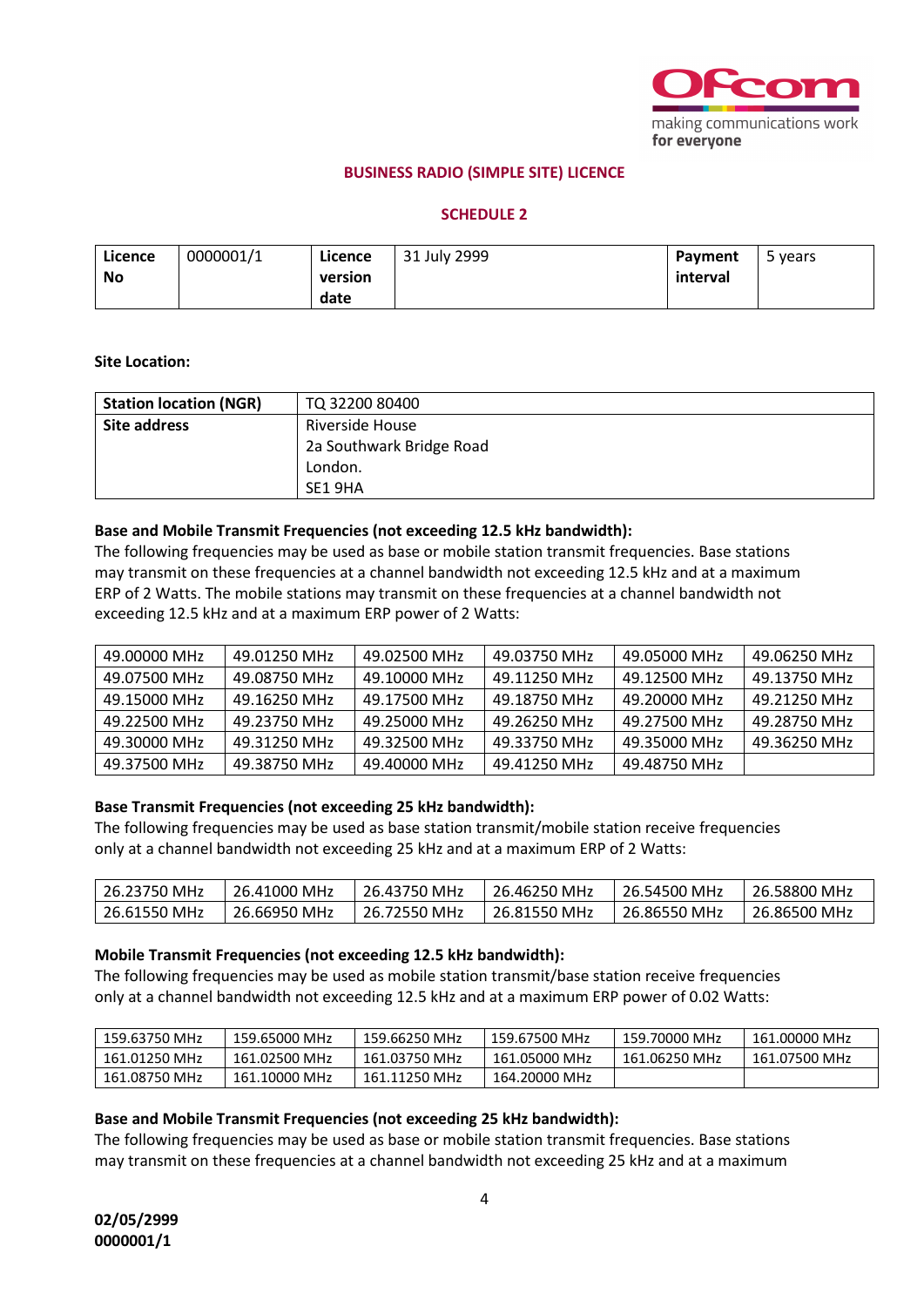**BUSINESS RADIO (SIMPLE SITE) LICENCE**

**SCHEDULE 2**

| **Licence No** | 0000001/1 | **Licence version date** | 31 July 2999 | **Payment interval** | 5 years |
|---|---|---|---|---|---|

**Site Location:**

| **Station location (NGR)** | TQ 32200 80400 |
|---|---|
| **Site address** | Riverside House<br>2a Southwark Bridge Road<br>London.<br>SE1 9HA |

**Base and Mobile Transmit Frequencies (not exceeding 12.5 kHz bandwidth):**
The following frequencies may be used as base or mobile station transmit frequencies. Base stations may transmit on these frequencies at a channel bandwidth not exceeding 12.5 kHz and at a maximum ERP of 2 Watts. The mobile stations may transmit on these frequencies at a channel bandwidth not exceeding 12.5 kHz and at a maximum ERP power of 2 Watts:

| | | | | | |
|---|---|---|---|---|---|
| 49.00000 MHz | 49.01250 MHz | 49.02500 MHz | 49.03750 MHz | 49.05000 MHz | 49.06250 MHz |
| 49.07500 MHz | 49.08750 MHz | 49.10000 MHz | 49.11250 MHz | 49.12500 MHz | 49.13750 MHz |
| 49.15000 MHz | 49.16250 MHz | 49.17500 MHz | 49.18750 MHz | 49.20000 MHz | 49.21250 MHz |
| 49.22500 MHz | 49.23750 MHz | 49.25000 MHz | 49.26250 MHz | 49.27500 MHz | 49.28750 MHz |
| 49.30000 MHz | 49.31250 MHz | 49.32500 MHz | 49.33750 MHz | 49.35000 MHz | 49.36250 MHz |
| 49.37500 MHz | 49.38750 MHz | 49.40000 MHz | 49.41250 MHz | 49.48750 MHz | |

**Base Transmit Frequencies (not exceeding 25 kHz bandwidth):**
The following frequencies may be used as base station transmit/mobile station receive frequencies only at a channel bandwidth not exceeding 25 kHz and at a maximum ERP of 2 Watts:

| | | | | | |
|---|---|---|---|---|---|
| 26.23750 MHz | 26.41000 MHz | 26.43750 MHz | 26.46250 MHz | 26.54500 MHz | 26.58800 MHz |
| 26.61550 MHz | 26.66950 MHz | 26.72550 MHz | 26.81550 MHz | 26.86550 MHz | 26.86500 MHz |

**Mobile Transmit Frequencies (not exceeding 12.5 kHz bandwidth):**
The following frequencies may be used as mobile station transmit/base station receive frequencies only at a channel bandwidth not exceeding 12.5 kHz and at a maximum ERP power of 0.02 Watts:

| | | | | | |
|---|---|---|---|---|---|
| 159.63750 MHz | 159.65000 MHz | 159.66250 MHz | 159.67500 MHz | 159.70000 MHz | 161.00000 MHz |
| 161.01250 MHz | 161.02500 MHz | 161.03750 MHz | 161.05000 MHz | 161.06250 MHz | 161.07500 MHz |
| 161.08750 MHz | 161.10000 MHz | 161.11250 MHz | 164.20000 MHz | | |

**Base and Mobile Transmit Frequencies (not exceeding 25 kHz bandwidth):**
The following frequencies may be used as base or mobile station transmit frequencies. Base stations may transmit on these frequencies at a channel bandwidth not exceeding 25 kHz and at a maximum

**02/05/2999**
**0000001/1**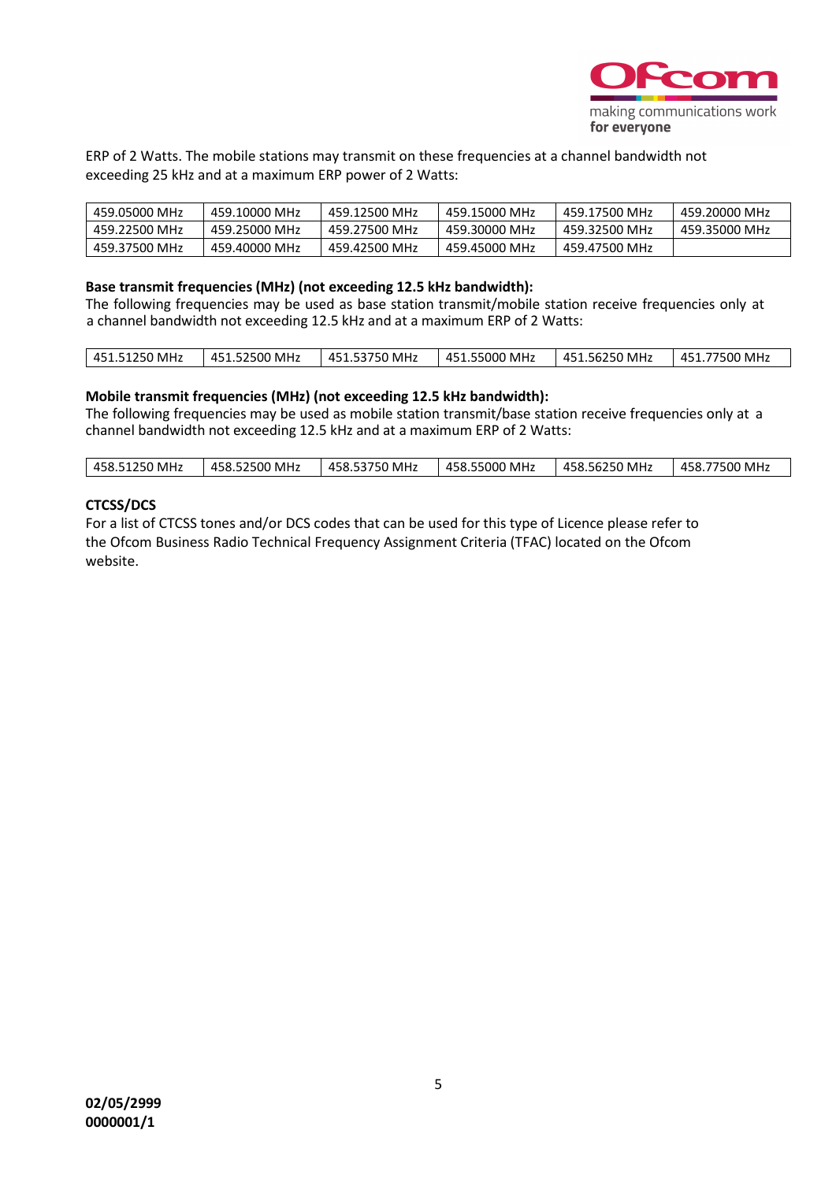ERP of 2 Watts. The mobile stations may transmit on these frequencies at a channel bandwidth not exceeding 25 kHz and at a maximum ERP power of 2 Watts:

| | | | | | |
|---|---|---|---|---|---|
| 459.05000 MHz | 459.10000 MHz | 459.12500 MHz | 459.15000 MHz | 459.17500 MHz | 459.20000 MHz |
| 459.22500 MHz | 459.25000 MHz | 459.27500 MHz | 459.30000 MHz | 459.32500 MHz | 459.35000 MHz |
| 459.37500 MHz | 459.40000 MHz | 459.42500 MHz | 459.45000 MHz | 459.47500 MHz | |

**Base transmit frequencies (MHz) (not exceeding 12.5 kHz bandwidth):**

The following frequencies may be used as base station transmit/mobile station receive frequencies only at a channel bandwidth not exceeding 12.5 kHz and at a maximum ERP of 2 Watts:

| | | | | | |
|---|---|---|---|---|---|
| 451.51250 MHz | 451.52500 MHz | 451.53750 MHz | 451.55000 MHz | 451.56250 MHz | 451.77500 MHz |

**Mobile transmit frequencies (MHz) (not exceeding 12.5 kHz bandwidth):**

The following frequencies may be used as mobile station transmit/base station receive frequencies only at a channel bandwidth not exceeding 12.5 kHz and at a maximum ERP of 2 Watts:

| | | | | | |
|---|---|---|---|---|---|
| 458.51250 MHz | 458.52500 MHz | 458.53750 MHz | 458.55000 MHz | 458.56250 MHz | 458.77500 MHz |

**CTCSS/DCS**

For a list of CTCSS tones and/or DCS codes that can be used for this type of Licence please refer to the Ofcom Business Radio Technical Frequency Assignment Criteria (TFAC) located on the Ofcom website.

**02/05/2999**
**0000001/1**